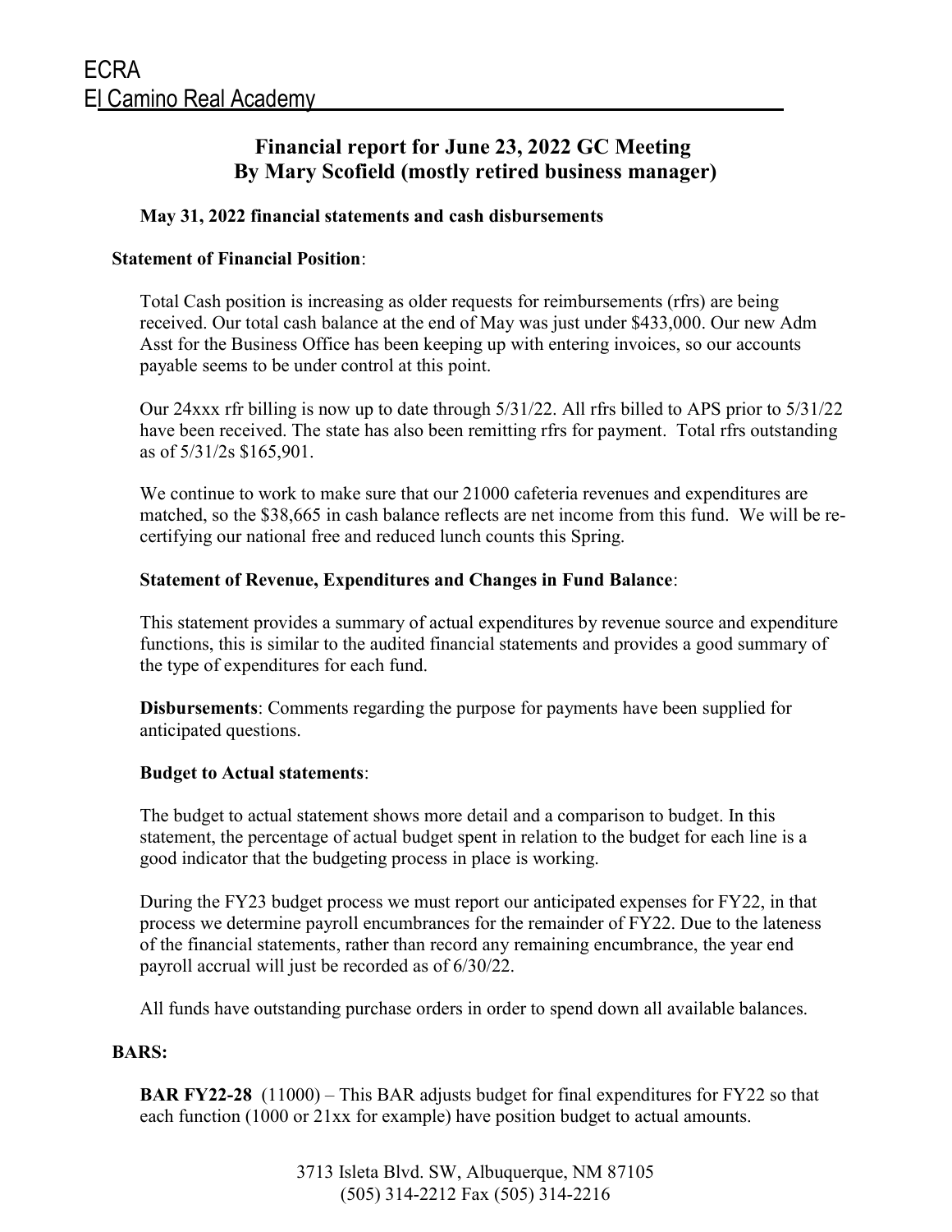ECRA

El Camino Real Academy

## Financial report for June 23, 2022 GC Meeting
## By Mary Scofield (mostly retired business manager)

**May 31, 2022 financial statements and cash disbursements**

**Statement of Financial Position**:

Total Cash position is increasing as older requests for reimbursements (rfrs) are being received. Our total cash balance at the end of May was just under $433,000. Our new Adm Asst for the Business Office has been keeping up with entering invoices, so our accounts payable seems to be under control at this point.

Our 24xxx rfr billing is now up to date through 5/31/22. All rfrs billed to APS prior to 5/31/22 have been received. The state has also been remitting rfrs for payment. Total rfrs outstanding as of 5/31/2s $165,901.

We continue to work to make sure that our 21000 cafeteria revenues and expenditures are matched, so the $38,665 in cash balance reflects are net income from this fund. We will be re-certifying our national free and reduced lunch counts this Spring.

**Statement of Revenue, Expenditures and Changes in Fund Balance**:

This statement provides a summary of actual expenditures by revenue source and expenditure functions, this is similar to the audited financial statements and provides a good summary of the type of expenditures for each fund.

**Disbursements**: Comments regarding the purpose for payments have been supplied for anticipated questions.

**Budget to Actual statements**:

The budget to actual statement shows more detail and a comparison to budget. In this statement, the percentage of actual budget spent in relation to the budget for each line is a good indicator that the budgeting process in place is working.

During the FY23 budget process we must report our anticipated expenses for FY22, in that process we determine payroll encumbrances for the remainder of FY22. Due to the lateness of the financial statements, rather than record any remaining encumbrance, the year end payroll accrual will just be recorded as of 6/30/22.

All funds have outstanding purchase orders in order to spend down all available balances.

**BARS:**

**BAR FY22-28** (11000) – This BAR adjusts budget for final expenditures for FY22 so that each function (1000 or 21xx for example) have position budget to actual amounts.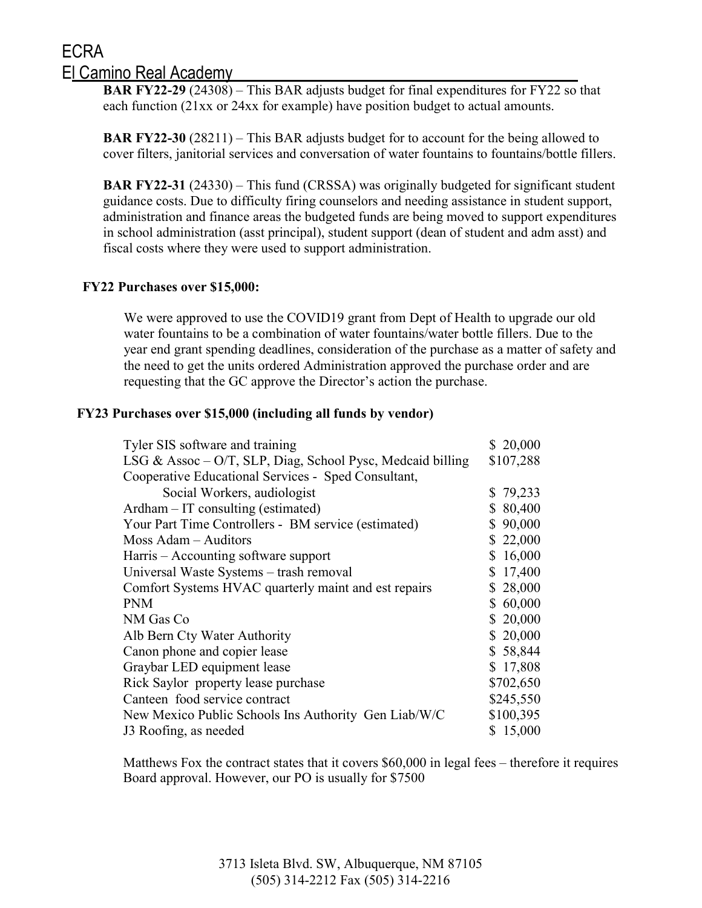**BAR FY22-29** (24308) – This BAR adjusts budget for final expenditures for FY22 so that each function (21xx or 24xx for example) have position budget to actual amounts.

**BAR FY22-30** (28211) – This BAR adjusts budget for to account for the being allowed to cover filters, janitorial services and conversation of water fountains to fountains/bottle fillers.

**BAR FY22-31** (24330) – This fund (CRSSA) was originally budgeted for significant student guidance costs. Due to difficulty firing counselors and needing assistance in student support, administration and finance areas the budgeted funds are being moved to support expenditures in school administration (asst principal), student support (dean of student and adm asst) and fiscal costs where they were used to support administration.

**FY22 Purchases over $15,000:**

We were approved to use the COVID19 grant from Dept of Health to upgrade our old water fountains to be a combination of water fountains/water bottle fillers. Due to the year end grant spending deadlines, consideration of the purchase as a matter of safety and the need to get the units ordered Administration approved the purchase order and are requesting that the GC approve the Director's action the purchase.

**FY23 Purchases over $15,000 (including all funds by vendor)**

| | |
|---|---|
| Tyler SIS software and training | $ 20,000 |
| LSG & Assoc – O/T, SLP, Diag, School Pysc, Medcaid billing | $107,288 |
| Cooperative Educational Services - Sped Consultant, Social Workers, audiologist | $ 79,233 |
| Ardham – IT consulting (estimated) | $ 80,400 |
| Your Part Time Controllers - BM service (estimated) | $ 90,000 |
| Moss Adam – Auditors | $ 22,000 |
| Harris – Accounting software support | $ 16,000 |
| Universal Waste Systems – trash removal | $ 17,400 |
| Comfort Systems HVAC quarterly maint and est repairs | $ 28,000 |
| PNM | $ 60,000 |
| NM Gas Co | $ 20,000 |
| Alb Bern Cty Water Authority | $ 20,000 |
| Canon phone and copier lease | $ 58,844 |
| Graybar LED equipment lease | $ 17,808 |
| Rick Saylor property lease purchase | $702,650 |
| Canteen food service contract | $245,550 |
| New Mexico Public Schools Ins Authority Gen Liab/W/C | $100,395 |
| J3 Roofing, as needed | $ 15,000 |

Matthews Fox the contract states that it covers $60,000 in legal fees – therefore it requires Board approval. However, our PO is usually for $7500